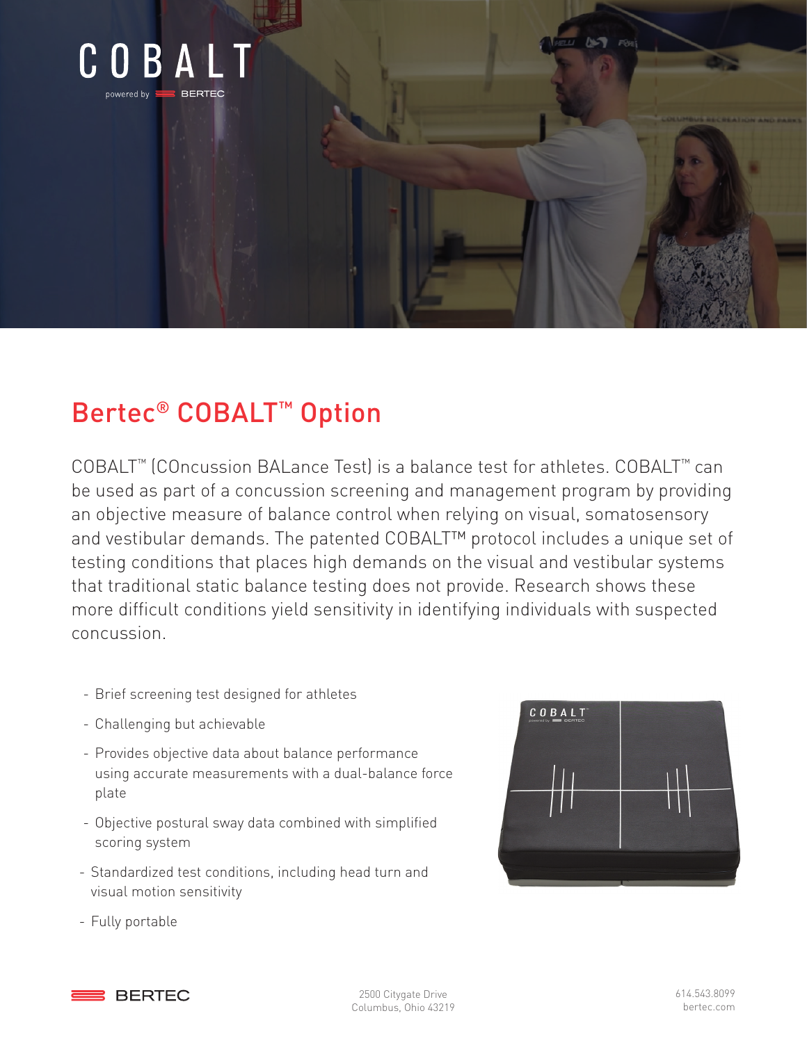COBALT

powered by BERTEC

# Bertec® COBALT™ Option

COBALT™ (COncussion BALance Test) is a balance test for athletes. COBALT™ can be used as part of a concussion screening and management program by providing an objective measure of balance control when relying on visual, somatosensory and vestibular demands. The patented COBALT™ protocol includes a unique set of testing conditions that places high demands on the visual and vestibular systems that traditional static balance testing does not provide. Research shows these more difficult conditions yield sensitivity in identifying individuals with suspected concussion.

- Brief screening test designed for athletes
- Challenging but achievable
- Provides objective data about balance performance using accurate measurements with a dual-balance force plate
- Objective postural sway data combined with simplified scoring system
- Standardized test conditions, including head turn and visual motion sensitivity
- Fully portable

BERTEC

2500 Citygate Drive
Columbus, Ohio 43219

614.543.8099
bertec.com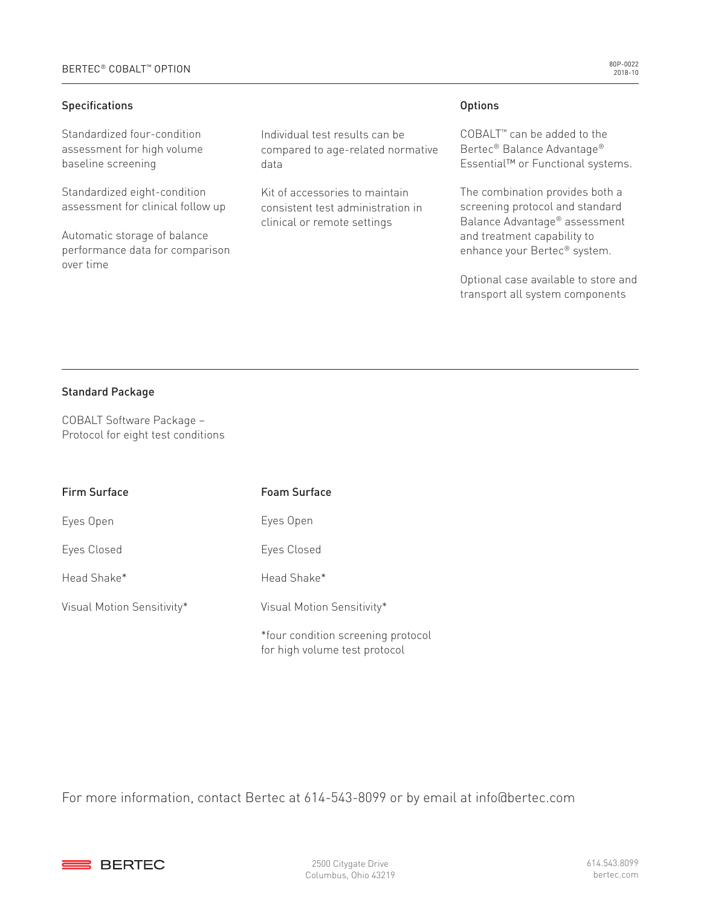## Specifications

Standardized four-condition assessment for high volume baseline screening

Standardized eight-condition assessment for clinical follow up

Automatic storage of balance performance data for comparison over time

Individual test results can be compared to age-related normative data

Kit of accessories to maintain consistent test administration in clinical or remote settings

## Options

COBALT™ can be added to the Bertec® Balance Advantage® Essential™ or Functional systems.

The combination provides both a screening protocol and standard Balance Advantage® assessment and treatment capability to enhance your Bertec® system.

Optional case available to store and transport all system components

## Standard Package

COBALT Software Package – Protocol for eight test conditions

| Firm Surface | Foam Surface |
| --- | --- |
| Eyes Open | Eyes Open |
| Eyes Closed | Eyes Closed |
| Head Shake* | Head Shake* |
| Visual Motion Sensitivity* | Visual Motion Sensitivity* |

*four condition screening protocol for high volume test protocol

For more information, contact Bertec at 614-543-8099 or by email at info@bertec.com

BERTEC

2500 Citygate Drive
Columbus, Ohio 43219

614.543.8099
bertec.com